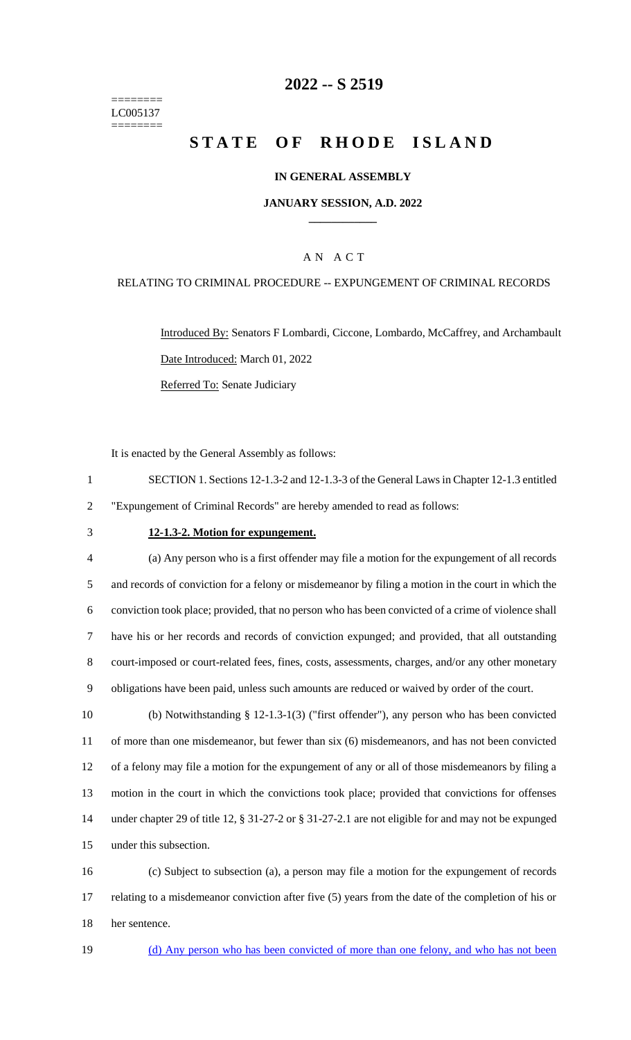======== LC005137 ========

# 2022 -- S 2519

# STATE OF RHODE ISLAND

**IN GENERAL ASSEMBLY**

**JANUARY SESSION, A.D. 2022**

AN ACT

RELATING TO CRIMINAL PROCEDURE -- EXPUNGEMENT OF CRIMINAL RECORDS

Introduced By: Senators F Lombardi, Ciccone, Lombardo, McCaffrey, and Archambault

Date Introduced: March 01, 2022

Referred To: Senate Judiciary

It is enacted by the General Assembly as follows:

1 SECTION 1. Sections 12-1.3-2 and 12-1.3-3 of the General Laws in Chapter 12-1.3 entitled
2 "Expungement of Criminal Records" are hereby amended to read as follows:

3 **12-1.3-2. Motion for expungement.**

4 (a) Any person who is a first offender may file a motion for the expungement of all records
5 and records of conviction for a felony or misdemeanor by filing a motion in the court in which the
6 conviction took place; provided, that no person who has been convicted of a crime of violence shall
7 have his or her records and records of conviction expunged; and provided, that all outstanding
8 court-imposed or court-related fees, fines, costs, assessments, charges, and/or any other monetary
9 obligations have been paid, unless such amounts are reduced or waived by order of the court.

10 (b) Notwithstanding § 12-1.3-1(3) ("first offender"), any person who has been convicted
11 of more than one misdemeanor, but fewer than six (6) misdemeanors, and has not been convicted
12 of a felony may file a motion for the expungement of any or all of those misdemeanors by filing a
13 motion in the court in which the convictions took place; provided that convictions for offenses
14 under chapter 29 of title 12, § 31-27-2 or § 31-27-2.1 are not eligible for and may not be expunged
15 under this subsection.

16 (c) Subject to subsection (a), a person may file a motion for the expungement of records
17 relating to a misdemeanor conviction after five (5) years from the date of the completion of his or
18 her sentence.

19 <u>(d) Any person who has been convicted of more than one felony, and who has not been</u>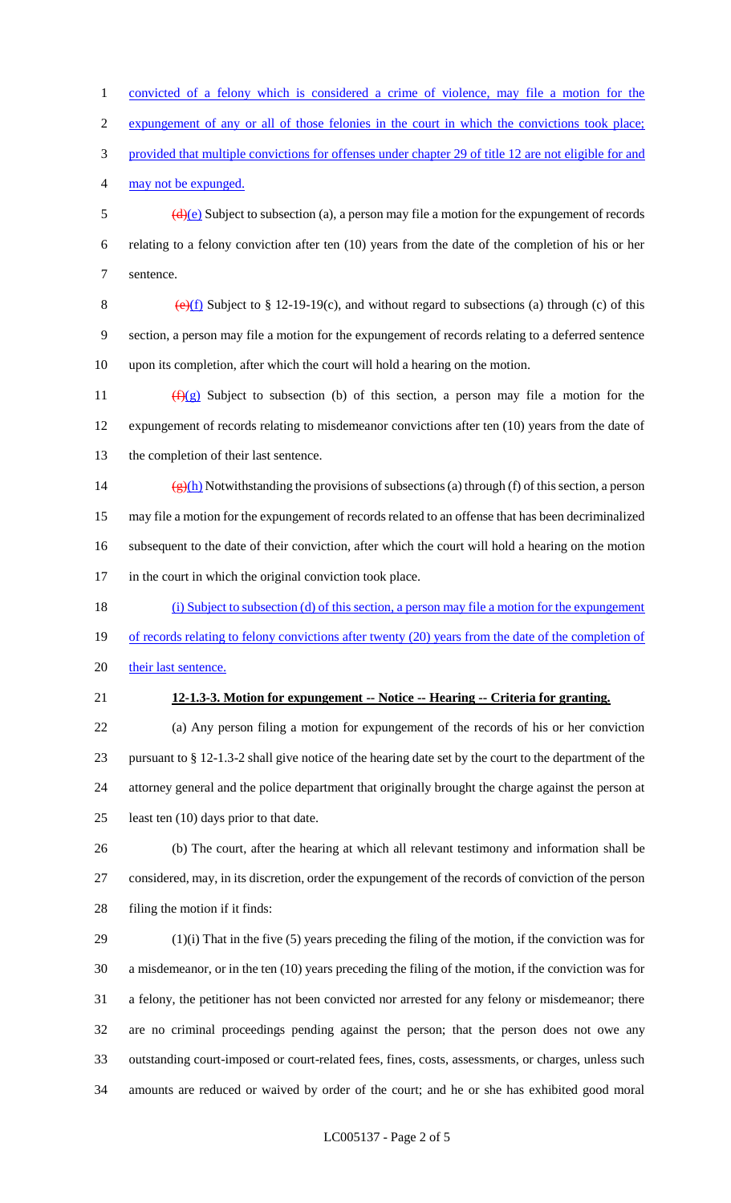convicted of a felony which is considered a crime of violence, may file a motion for the expungement of any or all of those felonies in the court in which the convictions took place; provided that multiple convictions for offenses under chapter 29 of title 12 are not eligible for and may not be expunged.

~~(d)~~(e) Subject to subsection (a), a person may file a motion for the expungement of records relating to a felony conviction after ten (10) years from the date of the completion of his or her sentence.

~~(e)~~(f) Subject to § 12-19-19(c), and without regard to subsections (a) through (c) of this section, a person may file a motion for the expungement of records relating to a deferred sentence upon its completion, after which the court will hold a hearing on the motion.

~~(f)~~(g) Subject to subsection (b) of this section, a person may file a motion for the expungement of records relating to misdemeanor convictions after ten (10) years from the date of the completion of their last sentence.

~~(g)~~(h) Notwithstanding the provisions of subsections (a) through (f) of this section, a person may file a motion for the expungement of records related to an offense that has been decriminalized subsequent to the date of their conviction, after which the court will hold a hearing on the motion in the court in which the original conviction took place.

(i) Subject to subsection (d) of this section, a person may file a motion for the expungement of records relating to felony convictions after twenty (20) years from the date of the completion of their last sentence.

**12-1.3-3. Motion for expungement -- Notice -- Hearing -- Criteria for granting.**

(a) Any person filing a motion for expungement of the records of his or her conviction pursuant to § 12-1.3-2 shall give notice of the hearing date set by the court to the department of the attorney general and the police department that originally brought the charge against the person at least ten (10) days prior to that date.

(b) The court, after the hearing at which all relevant testimony and information shall be considered, may, in its discretion, order the expungement of the records of conviction of the person filing the motion if it finds:

(1)(i) That in the five (5) years preceding the filing of the motion, if the conviction was for a misdemeanor, or in the ten (10) years preceding the filing of the motion, if the conviction was for a felony, the petitioner has not been convicted nor arrested for any felony or misdemeanor; there are no criminal proceedings pending against the person; that the person does not owe any outstanding court-imposed or court-related fees, fines, costs, assessments, or charges, unless such amounts are reduced or waived by order of the court; and he or she has exhibited good moral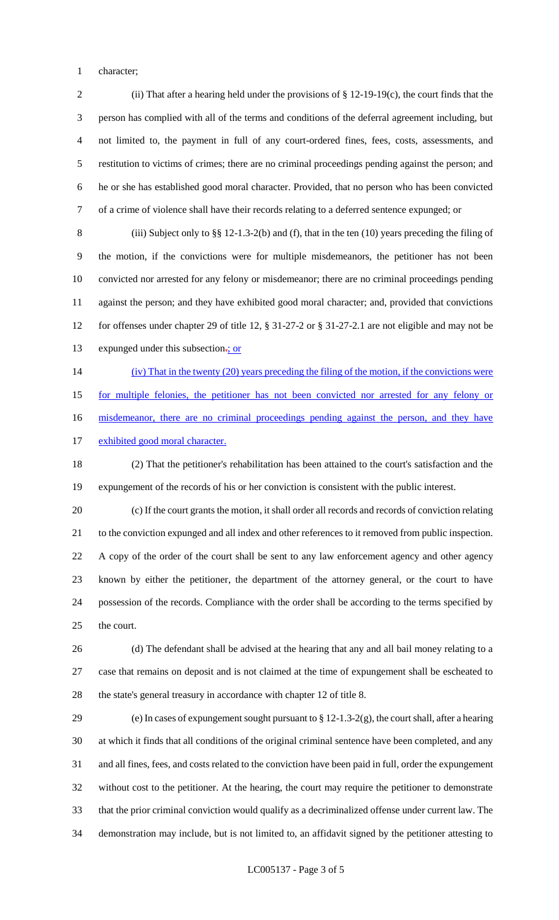character;

(ii) That after a hearing held under the provisions of § 12-19-19(c), the court finds that the person has complied with all of the terms and conditions of the deferral agreement including, but not limited to, the payment in full of any court-ordered fines, fees, costs, assessments, and restitution to victims of crimes; there are no criminal proceedings pending against the person; and he or she has established good moral character. Provided, that no person who has been convicted of a crime of violence shall have their records relating to a deferred sentence expunged; or

(iii) Subject only to §§ 12-1.3-2(b) and (f), that in the ten (10) years preceding the filing of the motion, if the convictions were for multiple misdemeanors, the petitioner has not been convicted nor arrested for any felony or misdemeanor; there are no criminal proceedings pending against the person; and they have exhibited good moral character; and, provided that convictions for offenses under chapter 29 of title 12, § 31-27-2 or § 31-27-2.1 are not eligible and may not be expunged under this subsection.; or

(iv) That in the twenty (20) years preceding the filing of the motion, if the convictions were for multiple felonies, the petitioner has not been convicted nor arrested for any felony or misdemeanor, there are no criminal proceedings pending against the person, and they have exhibited good moral character.

(2) That the petitioner's rehabilitation has been attained to the court's satisfaction and the expungement of the records of his or her conviction is consistent with the public interest.

(c) If the court grants the motion, it shall order all records and records of conviction relating to the conviction expunged and all index and other references to it removed from public inspection. A copy of the order of the court shall be sent to any law enforcement agency and other agency known by either the petitioner, the department of the attorney general, or the court to have possession of the records. Compliance with the order shall be according to the terms specified by the court.

(d) The defendant shall be advised at the hearing that any and all bail money relating to a case that remains on deposit and is not claimed at the time of expungement shall be escheated to the state's general treasury in accordance with chapter 12 of title 8.

(e) In cases of expungement sought pursuant to § 12-1.3-2(g), the court shall, after a hearing at which it finds that all conditions of the original criminal sentence have been completed, and any and all fines, fees, and costs related to the conviction have been paid in full, order the expungement without cost to the petitioner. At the hearing, the court may require the petitioner to demonstrate that the prior criminal conviction would qualify as a decriminalized offense under current law. The demonstration may include, but is not limited to, an affidavit signed by the petitioner attesting to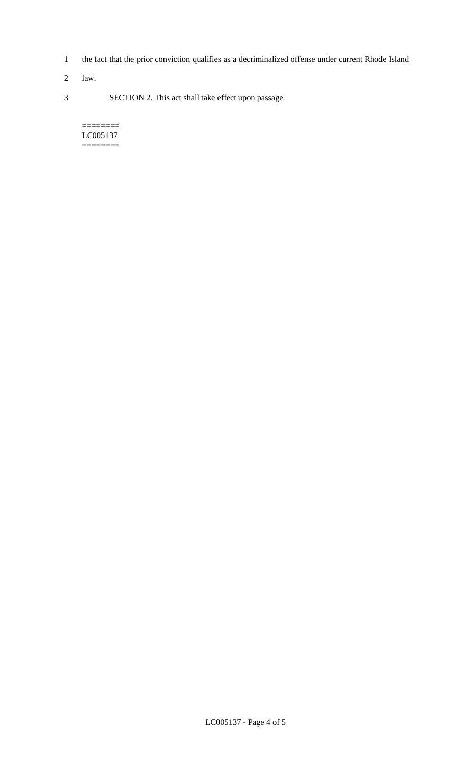the fact that the prior conviction qualifies as a decriminalized offense under current Rhode Island law.

SECTION 2. This act shall take effect upon passage.

========
LC005137
========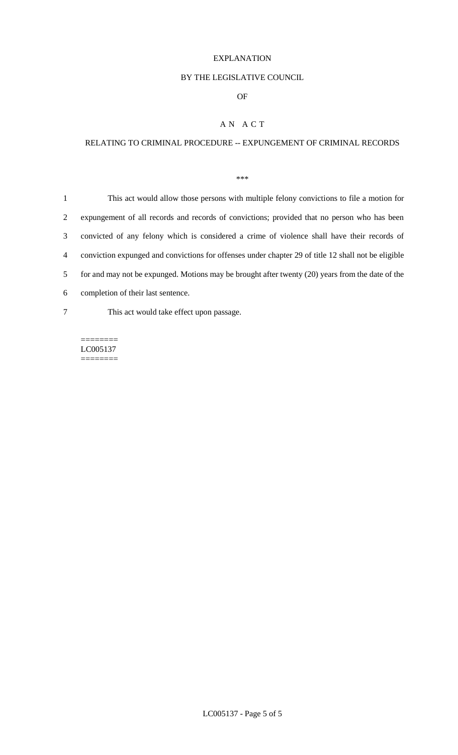EXPLANATION

BY THE LEGISLATIVE COUNCIL

OF

A N A C T

RELATING TO CRIMINAL PROCEDURE -- EXPUNGEMENT OF CRIMINAL RECORDS

\*\*\*

1 This act would allow those persons with multiple felony convictions to file a motion for
2 expungement of all records and records of convictions; provided that no person who has been
3 convicted of any felony which is considered a crime of violence shall have their records of
4 conviction expunged and convictions for offenses under chapter 29 of title 12 shall not be eligible
5 for and may not be expunged. Motions may be brought after twenty (20) years from the date of the
6 completion of their last sentence.
7 This act would take effect upon passage.

========
LC005137
========